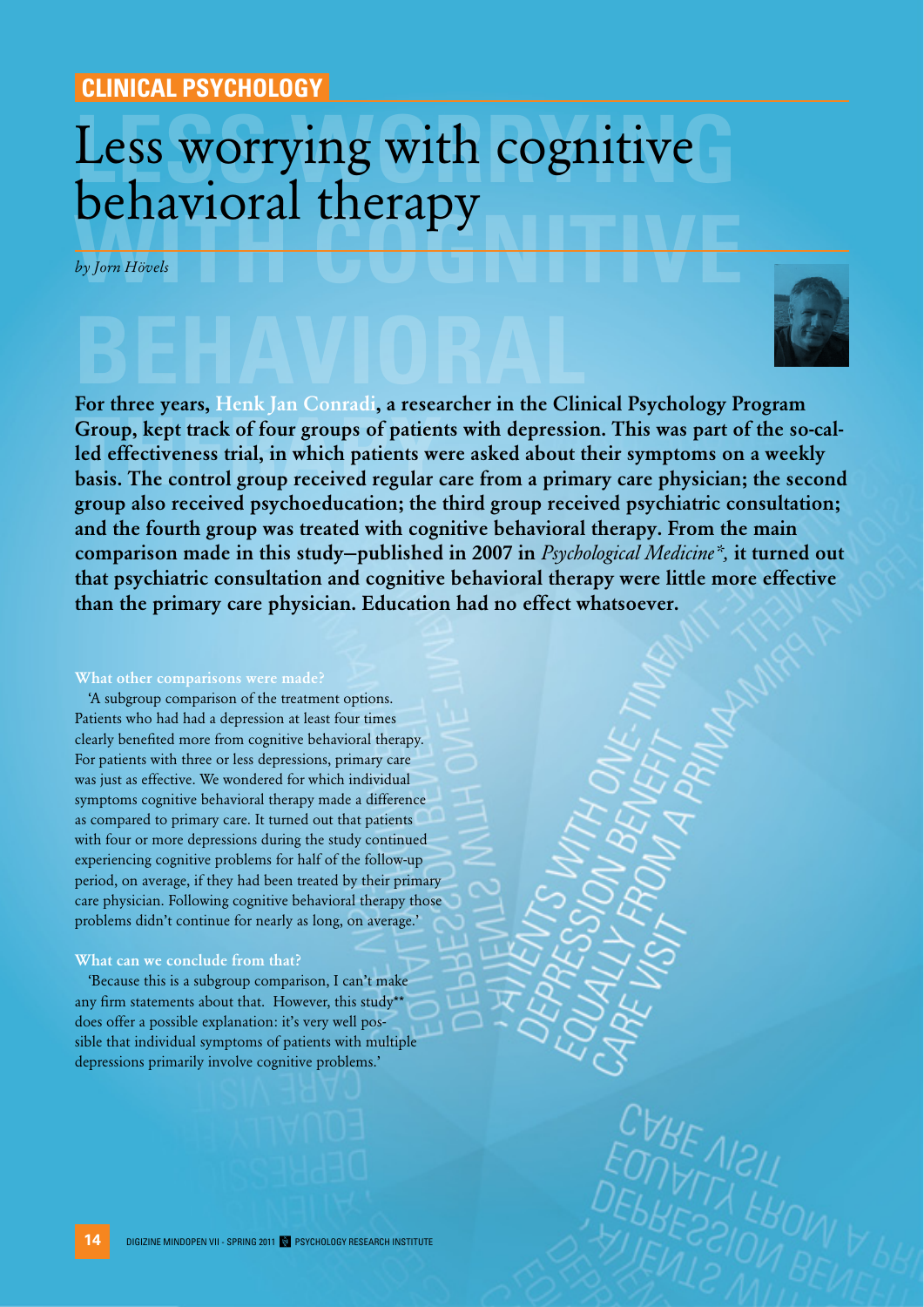CLINICAL PSYCHOLOGY

# Less worrying with cognitive behavioral therapy

*by Jorn Hövels*

**For three years, Henk Jan Conradi, a researcher in the Clinical Psychology Program Group, kept track of four groups of patients with depression. This was part of the so-called effectiveness trial, in which patients were asked about their symptoms on a weekly basis. The control group received regular care from a primary care physician; the second group also received psychoeducation; the third group received psychiatric consultation; and the fourth group was treated with cognitive behavioral therapy. From the main comparison made in this study–published in 2007 in *Psychological Medicine*\*, it turned out that psychiatric consultation and cognitive behavioral therapy were little more effective than the primary care physician. Education had no effect whatsoever.**

### What other comparisons were made?

'A subgroup comparison of the treatment options. Patients who had had a depression at least four times clearly benefited more from cognitive behavioral therapy. For patients with three or less depressions, primary care was just as effective. We wondered for which individual symptoms cognitive behavioral therapy made a difference as compared to primary care. It turned out that patients with four or more depressions during the study continued experiencing cognitive problems for half of the follow-up period, on average, if they had been treated by their primary care physician. Following cognitive behavioral therapy those problems didn't continue for nearly as long, on average.'

### What can we conclude from that?

'Because this is a subgroup comparison, I can't make any firm statements about that. However, this study\*\* does offer a possible explanation: it's very well possible that individual symptoms of patients with multiple depressions primarily involve cognitive problems.'

'PATIENTS WITH ONE-TIME DEPRESSION BENEFIT EQUALLY FROM A PRIMARY CARE VISIT'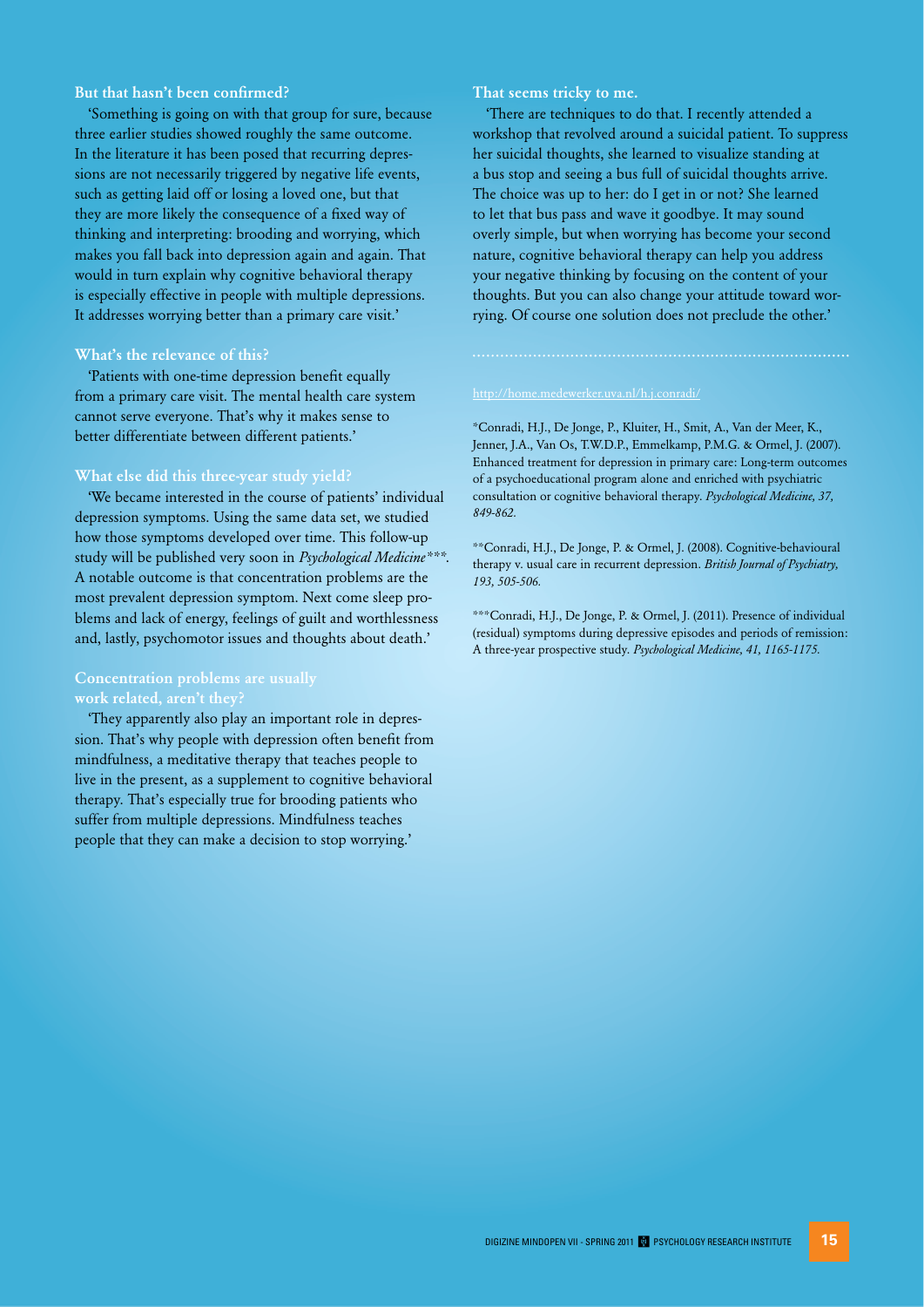### But that hasn't been confirmed?

'Something is going on with that group for sure, because three earlier studies showed roughly the same outcome. In the literature it has been posed that recurring depressions are not necessarily triggered by negative life events, such as getting laid off or losing a loved one, but that they are more likely the consequence of a fixed way of thinking and interpreting: brooding and worrying, which makes you fall back into depression again and again. That would in turn explain why cognitive behavioral therapy is especially effective in people with multiple depressions. It addresses worrying better than a primary care visit.'

### What's the relevance of this?

'Patients with one-time depression benefit equally from a primary care visit. The mental health care system cannot serve everyone. That's why it makes sense to better differentiate between different patients.'

### What else did this three-year study yield?

'We became interested in the course of patients' individual depression symptoms. Using the same data set, we studied how those symptoms developed over time. This follow-up study will be published very soon in *Psychological Medicine****. A notable outcome is that concentration problems are the most prevalent depression symptom. Next come sleep problems and lack of energy, feelings of guilt and worthlessness and, lastly, psychomotor issues and thoughts about death.'

### Concentration problems are usually work related, aren't they?

'They apparently also play an important role in depression. That's why people with depression often benefit from mindfulness, a meditative therapy that teaches people to live in the present, as a supplement to cognitive behavioral therapy. That's especially true for brooding patients who suffer from multiple depressions. Mindfulness teaches people that they can make a decision to stop worrying.'

### That seems tricky to me.

'There are techniques to do that. I recently attended a workshop that revolved around a suicidal patient. To suppress her suicidal thoughts, she learned to visualize standing at a bus stop and seeing a bus full of suicidal thoughts arrive. The choice was up to her: do I get in or not? She learned to let that bus pass and wave it goodbye. It may sound overly simple, but when worrying has become your second nature, cognitive behavioral therapy can help you address your negative thinking by focusing on the content of your thoughts. But you can also change your attitude toward worrying. Of course one solution does not preclude the other.'

---

http://home.medewerker.uva.nl/h.j.conradi/

*Conradi, H.J., De Jonge, P., Kluiter, H., Smit, A., Van der Meer, K., Jenner, J.A., Van Os, T.W.D.P., Emmelkamp, P.M.G. & Ormel, J. (2007). Enhanced treatment for depression in primary care: Long-term outcomes of a psychoeducational program alone and enriched with psychiatric consultation or cognitive behavioral therapy. *Psychological Medicine, 37, 849-862.*

**Conradi, H.J., De Jonge, P. & Ormel, J. (2008). Cognitive-behavioural therapy v. usual care in recurrent depression. *British Journal of Psychiatry, 193, 505-506.*

***Conradi, H.J., De Jonge, P. & Ormel, J. (2011). Presence of individual (residual) symptoms during depressive episodes and periods of remission: A three-year prospective study. *Psychological Medicine, 41, 1165-1175.*